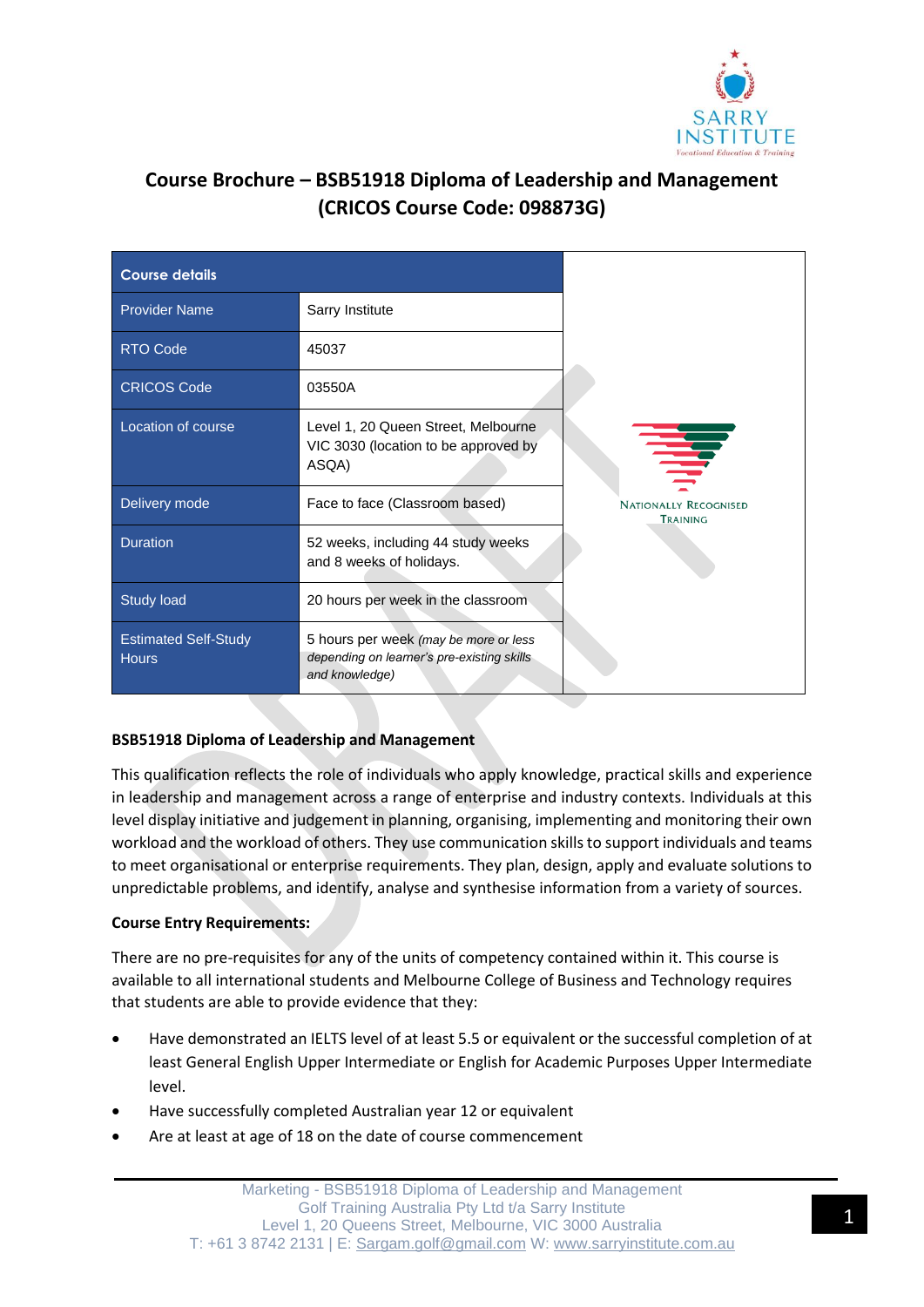# Course Brochure – BSB51918 Diploma of Leadership and Management (CRICOS Course Code: 098873G)

| Course details | |
|---|---|
| Provider Name | Sarry Institute |
| RTO Code | 45037 |
| CRICOS Code | 03550A |
| Location of course | Level 1, 20 Queen Street, Melbourne VIC 3030 (location to be approved by ASQA) |
| Delivery mode | Face to face (Classroom based) |
| Duration | 52 weeks, including 44 study weeks and 8 weeks of holidays. |
| Study load | 20 hours per week in the classroom |
| Estimated Self-Study Hours | 5 hours per week *(may be more or less depending on learner's pre-existing skills and knowledge)* |

NATIONALLY RECOGNISED TRAINING

**BSB51918 Diploma of Leadership and Management**

This qualification reflects the role of individuals who apply knowledge, practical skills and experience in leadership and management across a range of enterprise and industry contexts. Individuals at this level display initiative and judgement in planning, organising, implementing and monitoring their own workload and the workload of others. They use communication skills to support individuals and teams to meet organisational or enterprise requirements. They plan, design, apply and evaluate solutions to unpredictable problems, and identify, analyse and synthesise information from a variety of sources.

**Course Entry Requirements:**

There are no pre-requisites for any of the units of competency contained within it. This course is available to all international students and Melbourne College of Business and Technology requires that students are able to provide evidence that they:

- Have demonstrated an IELTS level of at least 5.5 or equivalent or the successful completion of at least General English Upper Intermediate or English for Academic Purposes Upper Intermediate level.
- Have successfully completed Australian year 12 or equivalent
- Are at least at age of 18 on the date of course commencement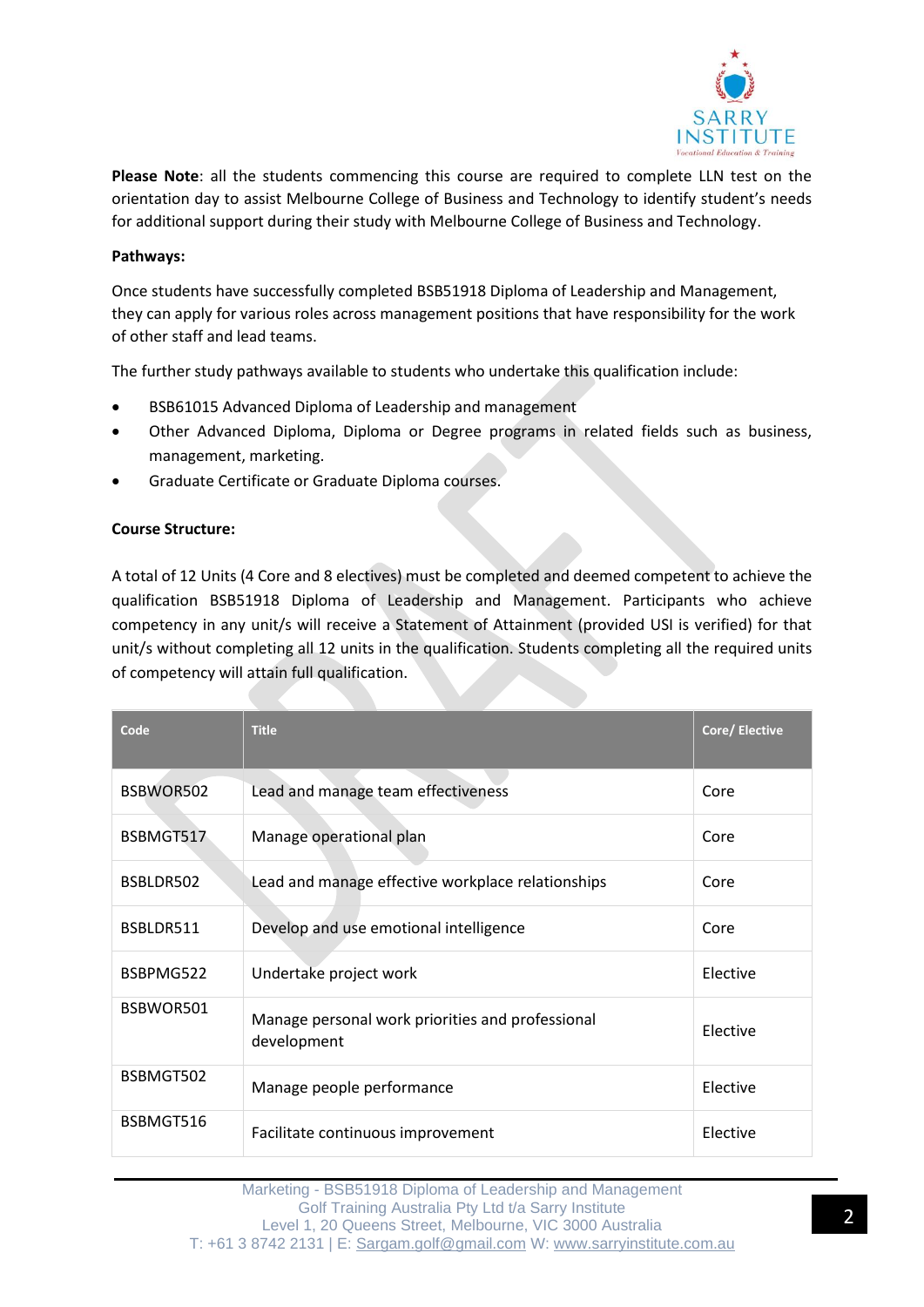**Please Note**: all the students commencing this course are required to complete LLN test on the orientation day to assist Melbourne College of Business and Technology to identify student's needs for additional support during their study with Melbourne College of Business and Technology.

**Pathways:**

Once students have successfully completed BSB51918 Diploma of Leadership and Management, they can apply for various roles across management positions that have responsibility for the work of other staff and lead teams.

The further study pathways available to students who undertake this qualification include:

- BSB61015 Advanced Diploma of Leadership and management
- Other Advanced Diploma, Diploma or Degree programs in related fields such as business, management, marketing.
- Graduate Certificate or Graduate Diploma courses.

**Course Structure:**

A total of 12 Units (4 Core and 8 electives) must be completed and deemed competent to achieve the qualification BSB51918 Diploma of Leadership and Management. Participants who achieve competency in any unit/s will receive a Statement of Attainment (provided USI is verified) for that unit/s without completing all 12 units in the qualification. Students completing all the required units of competency will attain full qualification.

| Code | Title | Core/ Elective |
|---|---|---|
| BSBWOR502 | Lead and manage team effectiveness | Core |
| BSBMGT517 | Manage operational plan | Core |
| BSBLDR502 | Lead and manage effective workplace relationships | Core |
| BSBLDR511 | Develop and use emotional intelligence | Core |
| BSBPMG522 | Undertake project work | Elective |
| BSBWOR501 | Manage personal work priorities and professional development | Elective |
| BSBMGT502 | Manage people performance | Elective |
| BSBMGT516 | Facilitate continuous improvement | Elective |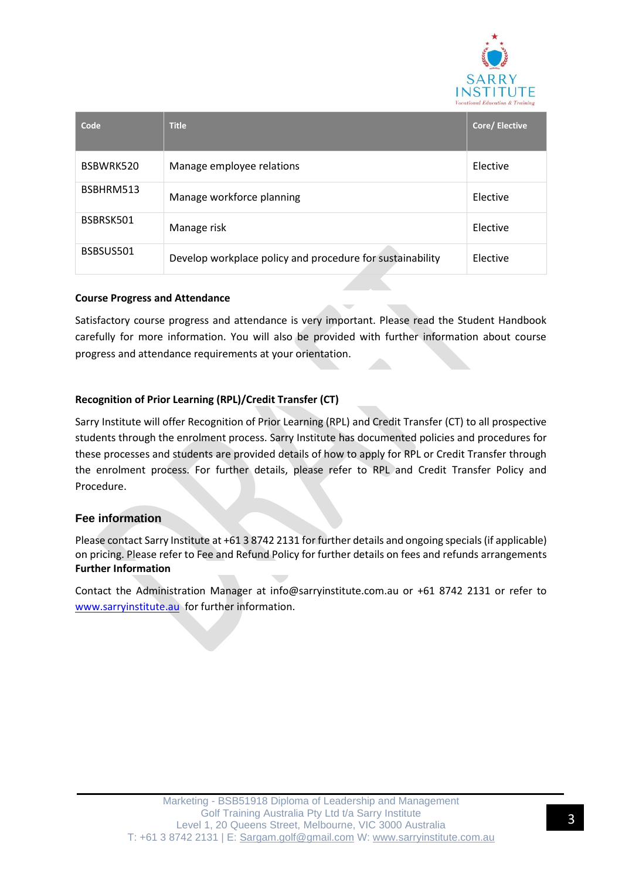| Code | Title | Core/ Elective |
|---|---|---|
| BSBWRK520 | Manage employee relations | Elective |
| BSBHRM513 | Manage workforce planning | Elective |
| BSBRSK501 | Manage risk | Elective |
| BSBSUS501 | Develop workplace policy and procedure for sustainability | Elective |

**Course Progress and Attendance**

Satisfactory course progress and attendance is very important. Please read the Student Handbook carefully for more information. You will also be provided with further information about course progress and attendance requirements at your orientation.

**Recognition of Prior Learning (RPL)/Credit Transfer (CT)**

Sarry Institute will offer Recognition of Prior Learning (RPL) and Credit Transfer (CT) to all prospective students through the enrolment process. Sarry Institute has documented policies and procedures for these processes and students are provided details of how to apply for RPL or Credit Transfer through the enrolment process. For further details, please refer to RPL and Credit Transfer Policy and Procedure.

## Fee information

Please contact Sarry Institute at +61 3 8742 2131 for further details and ongoing specials (if applicable) on pricing. Please refer to Fee and Refund Policy for further details on fees and refunds arrangements

**Further Information**

Contact the Administration Manager at info@sarryinstitute.com.au or +61 8742 2131 or refer to www.sarryinstitute.au for further information.